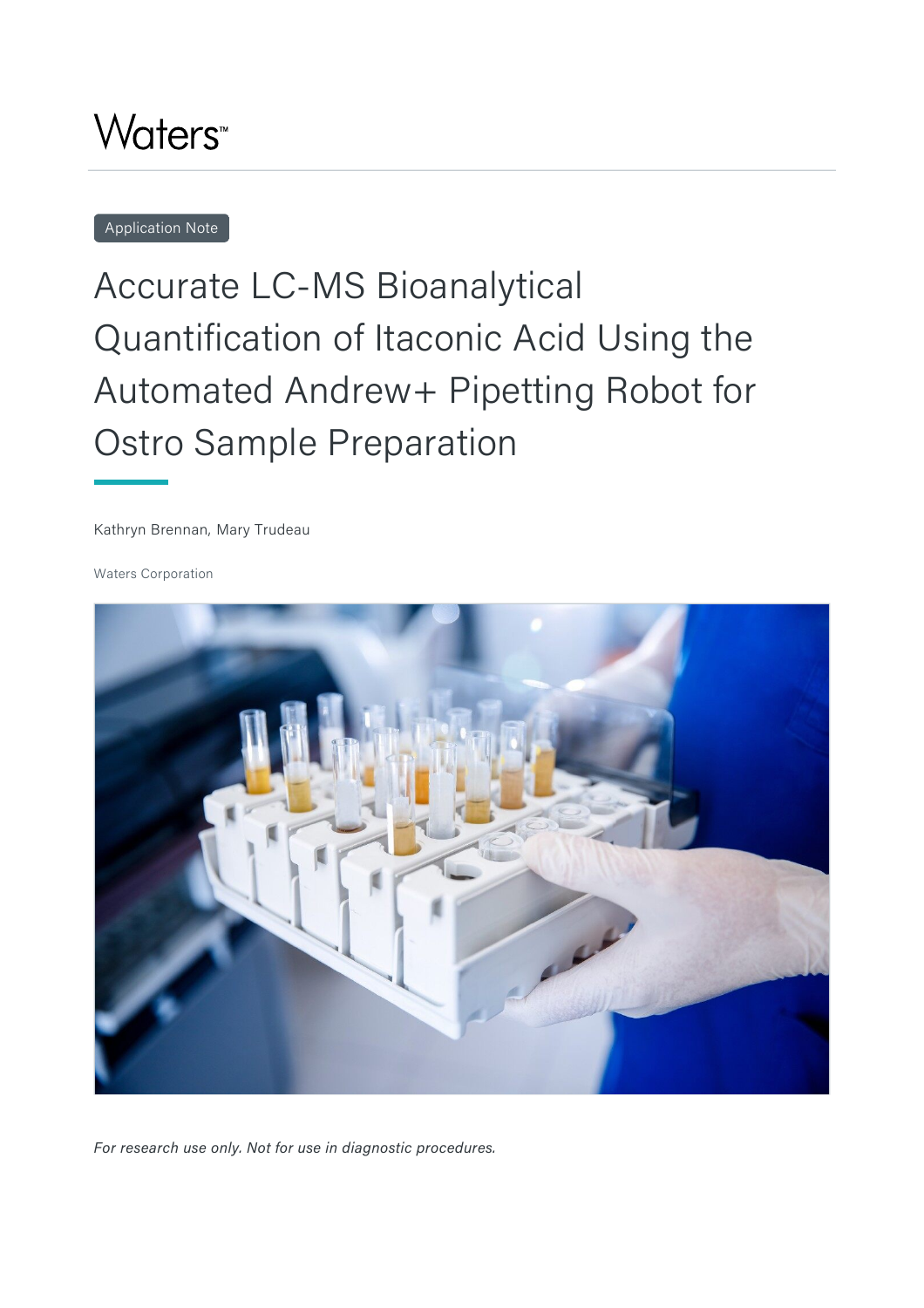Waters™

Application Note

# Accurate LC-MS Bioanalytical Quantification of Itaconic Acid Using the Automated Andrew+ Pipetting Robot for Ostro Sample Preparation

Kathryn Brennan, Mary Trudeau

Waters Corporation

*For research use only. Not for use in diagnostic procedures.*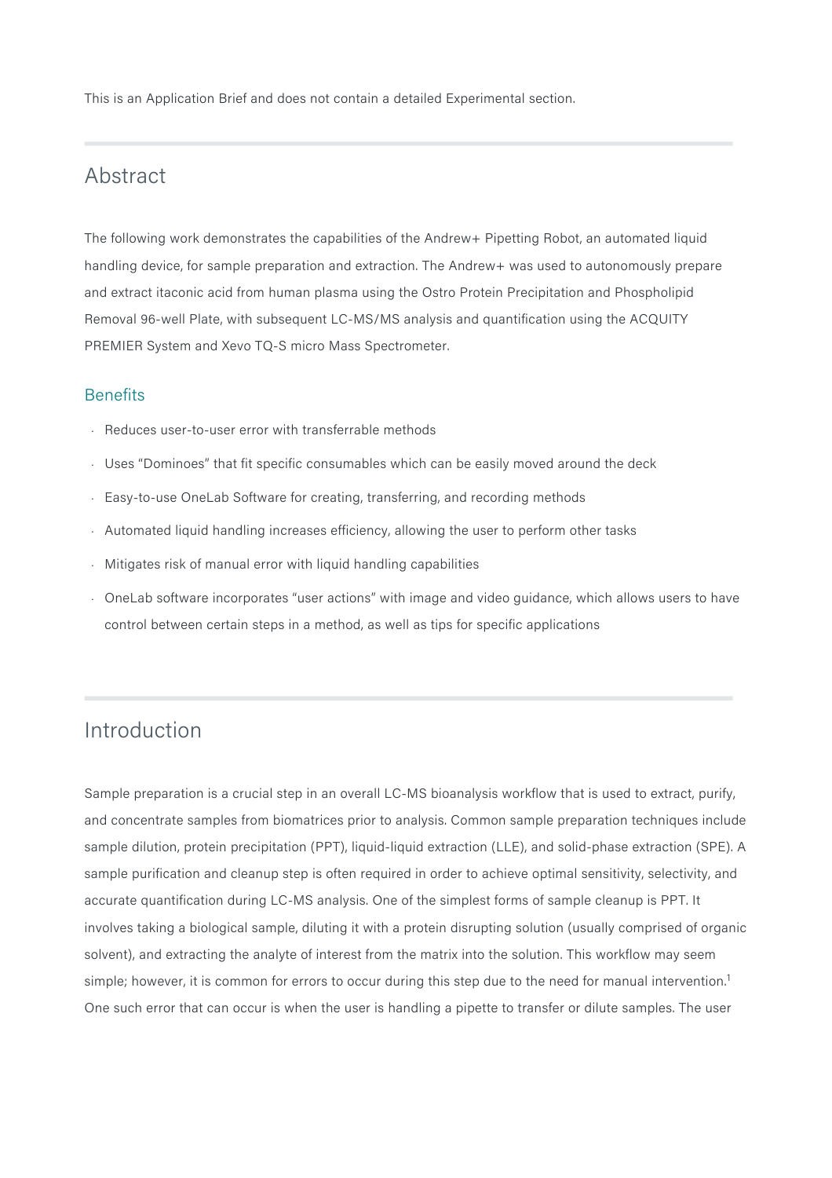This is an Application Brief and does not contain a detailed Experimental section.

## Abstract

The following work demonstrates the capabilities of the Andrew+ Pipetting Robot, an automated liquid handling device, for sample preparation and extraction. The Andrew+ was used to autonomously prepare and extract itaconic acid from human plasma using the Ostro Protein Precipitation and Phospholipid Removal 96-well Plate, with subsequent LC-MS/MS analysis and quantification using the ACQUITY PREMIER System and Xevo TQ-S micro Mass Spectrometer.

### Benefits

- Reduces user-to-user error with transferrable methods
- Uses "Dominoes" that fit specific consumables which can be easily moved around the deck
- Easy-to-use OneLab Software for creating, transferring, and recording methods
- Automated liquid handling increases efficiency, allowing the user to perform other tasks
- Mitigates risk of manual error with liquid handling capabilities
- OneLab software incorporates "user actions" with image and video guidance, which allows users to have control between certain steps in a method, as well as tips for specific applications

## Introduction

Sample preparation is a crucial step in an overall LC-MS bioanalysis workflow that is used to extract, purify, and concentrate samples from biomatrices prior to analysis. Common sample preparation techniques include sample dilution, protein precipitation (PPT), liquid-liquid extraction (LLE), and solid-phase extraction (SPE). A sample purification and cleanup step is often required in order to achieve optimal sensitivity, selectivity, and accurate quantification during LC-MS analysis. One of the simplest forms of sample cleanup is PPT. It involves taking a biological sample, diluting it with a protein disrupting solution (usually comprised of organic solvent), and extracting the analyte of interest from the matrix into the solution. This workflow may seem simple; however, it is common for errors to occur during this step due to the need for manual intervention.[1] One such error that can occur is when the user is handling a pipette to transfer or dilute samples. The user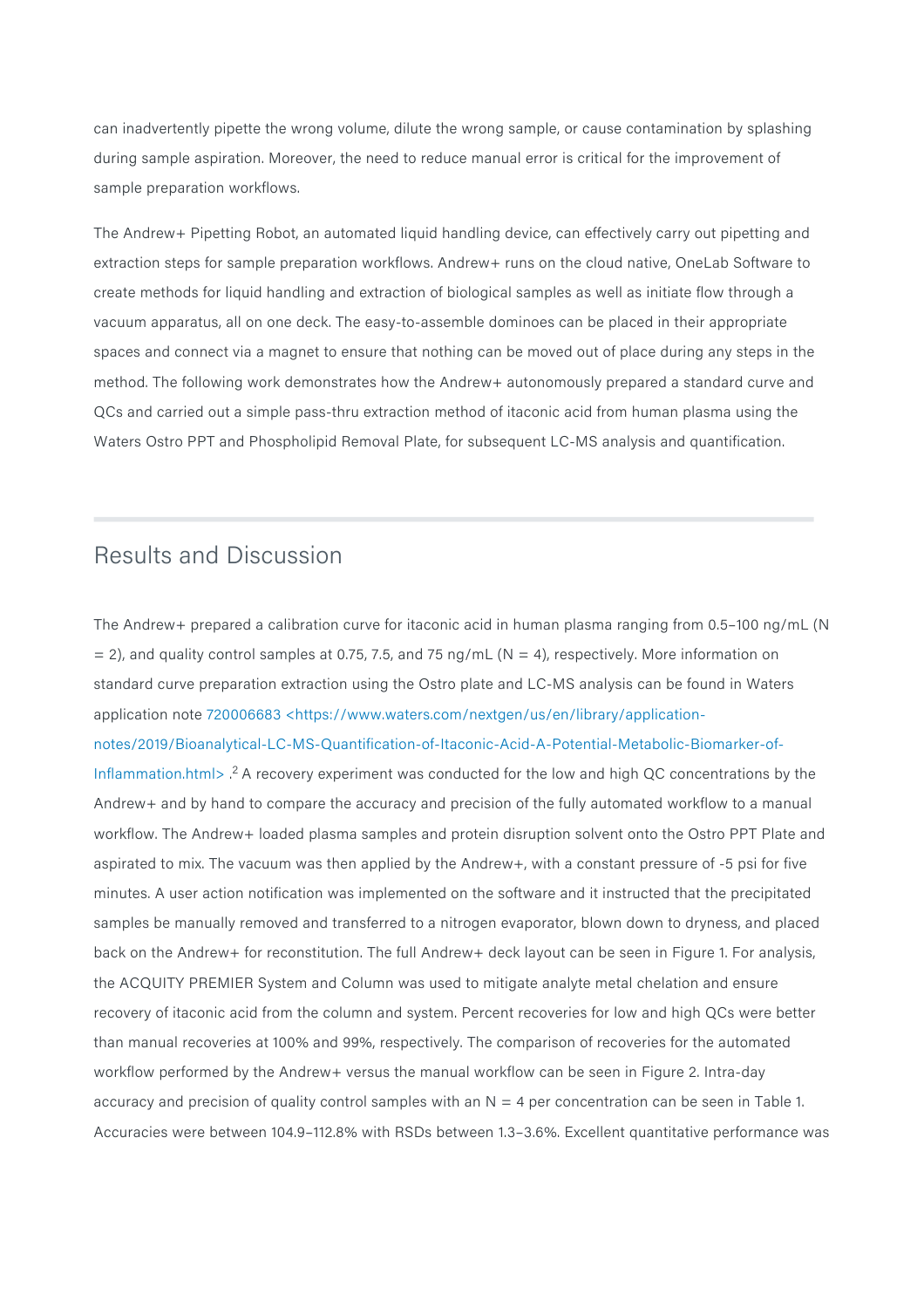can inadvertently pipette the wrong volume, dilute the wrong sample, or cause contamination by splashing during sample aspiration. Moreover, the need to reduce manual error is critical for the improvement of sample preparation workflows.

The Andrew+ Pipetting Robot, an automated liquid handling device, can effectively carry out pipetting and extraction steps for sample preparation workflows. Andrew+ runs on the cloud native, OneLab Software to create methods for liquid handling and extraction of biological samples as well as initiate flow through a vacuum apparatus, all on one deck. The easy-to-assemble dominoes can be placed in their appropriate spaces and connect via a magnet to ensure that nothing can be moved out of place during any steps in the method. The following work demonstrates how the Andrew+ autonomously prepared a standard curve and QCs and carried out a simple pass-thru extraction method of itaconic acid from human plasma using the Waters Ostro PPT and Phospholipid Removal Plate, for subsequent LC-MS analysis and quantification.

## Results and Discussion

The Andrew+ prepared a calibration curve for itaconic acid in human plasma ranging from 0.5–100 ng/mL (N = 2), and quality control samples at 0.75, 7.5, and 75 ng/mL (N = 4), respectively. More information on standard curve preparation extraction using the Ostro plate and LC-MS analysis can be found in Waters application note 720006683 <https://www.waters.com/nextgen/us/en/library/application-notes/2019/Bioanalytical-LC-MS-Quantification-of-Itaconic-Acid-A-Potential-Metabolic-Biomarker-of-Inflammation.html> .[2] A recovery experiment was conducted for the low and high QC concentrations by the Andrew+ and by hand to compare the accuracy and precision of the fully automated workflow to a manual workflow. The Andrew+ loaded plasma samples and protein disruption solvent onto the Ostro PPT Plate and aspirated to mix. The vacuum was then applied by the Andrew+, with a constant pressure of -5 psi for five minutes. A user action notification was implemented on the software and it instructed that the precipitated samples be manually removed and transferred to a nitrogen evaporator, blown down to dryness, and placed back on the Andrew+ for reconstitution. The full Andrew+ deck layout can be seen in Figure 1. For analysis, the ACQUITY PREMIER System and Column was used to mitigate analyte metal chelation and ensure recovery of itaconic acid from the column and system. Percent recoveries for low and high QCs were better than manual recoveries at 100% and 99%, respectively. The comparison of recoveries for the automated workflow performed by the Andrew+ versus the manual workflow can be seen in Figure 2. Intra-day accuracy and precision of quality control samples with an N = 4 per concentration can be seen in Table 1. Accuracies were between 104.9–112.8% with RSDs between 1.3–3.6%. Excellent quantitative performance was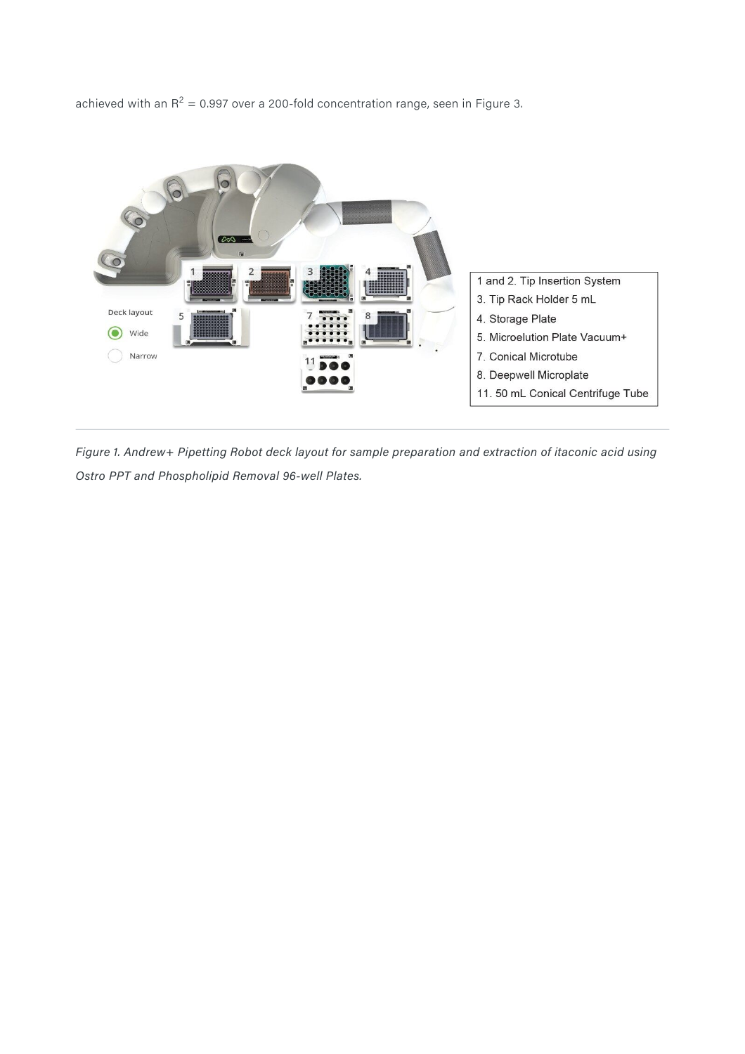achieved with an $R^2$ = 0.997 over a 200-fold concentration range, seen in Figure 3.

1 and 2. Tip Insertion System
3. Tip Rack Holder 5 mL
4. Storage Plate
5. Microelution Plate Vacuum+
7. Conical Microtube
8. Deepwell Microplate
11. 50 mL Conical Centrifuge Tube

*Figure 1. Andrew+ Pipetting Robot deck layout for sample preparation and extraction of itaconic acid using Ostro PPT and Phospholipid Removal 96-well Plates.*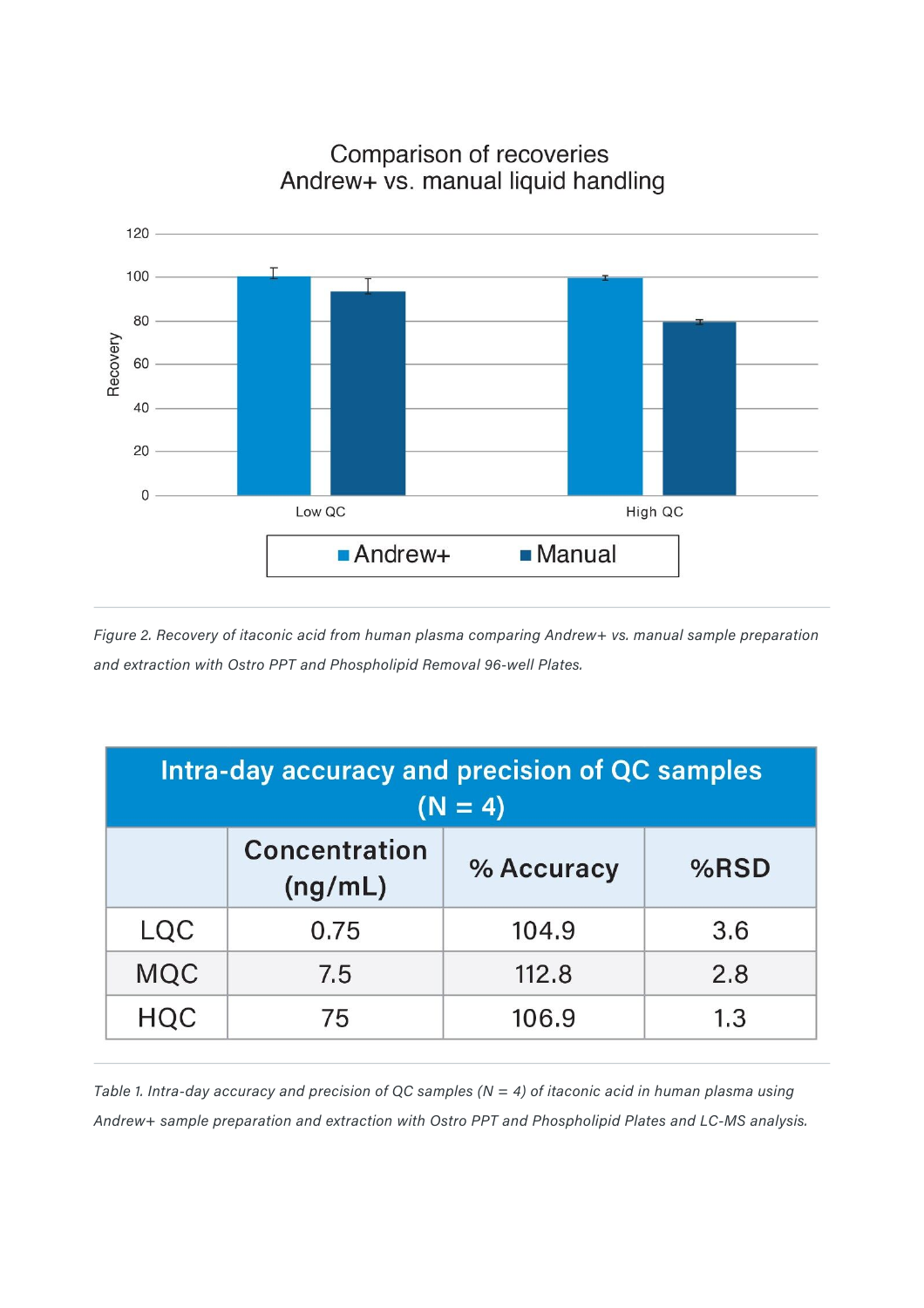Figure 2. Recovery of itaconic acid from human plasma comparing Andrew+ vs. manual sample preparation and extraction with Ostro PPT and Phospholipid Removal 96-well Plates.

| Intra-day accuracy and precision of QC samples (N = 4) | | | |
|---|---|---|---|
| | Concentration (ng/mL) | % Accuracy | %RSD |
| LQC | 0.75 | 104.9 | 3.6 |
| MQC | 7.5 | 112.8 | 2.8 |
| HQC | 75 | 106.9 | 1.3 |

*Table 1. Intra-day accuracy and precision of QC samples (N = 4) of itaconic acid in human plasma using Andrew+ sample preparation and extraction with Ostro PPT and Phospholipid Plates and LC-MS analysis.*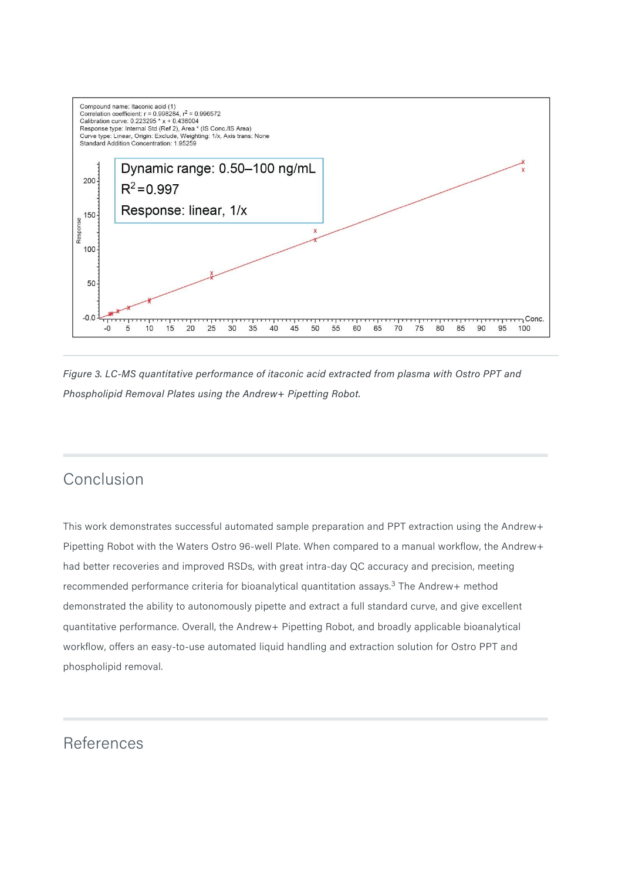Compound name: Itaconic acid (1)
Correlation coefficient: r = 0.998284, $r^2$ = 0.996572
Calibration curve: 0.223295 * x + 0.436004
Response type: Internal Std (Ref 2), Area * (IS Conc./IS Area)
Curve type: Linear, Origin: Exclude, Weighting: 1/x, Axis trans: None
Standard Addition Concentration: 1.95259

Dynamic range: 0.50–100 ng/mL
$R^2$=0.997
Response: linear, 1/x

*Figure 3. LC-MS quantitative performance of itaconic acid extracted from plasma with Ostro PPT and Phospholipid Removal Plates using the Andrew+ Pipetting Robot.*

## Conclusion

This work demonstrates successful automated sample preparation and PPT extraction using the Andrew+ Pipetting Robot with the Waters Ostro 96-well Plate. When compared to a manual workflow, the Andrew+ had better recoveries and improved RSDs, with great intra-day QC accuracy and precision, meeting recommended performance criteria for bioanalytical quantitation assays.[3] The Andrew+ method demonstrated the ability to autonomously pipette and extract a full standard curve, and give excellent quantitative performance. Overall, the Andrew+ Pipetting Robot, and broadly applicable bioanalytical workflow, offers an easy-to-use automated liquid handling and extraction solution for Ostro PPT and phospholipid removal.

## References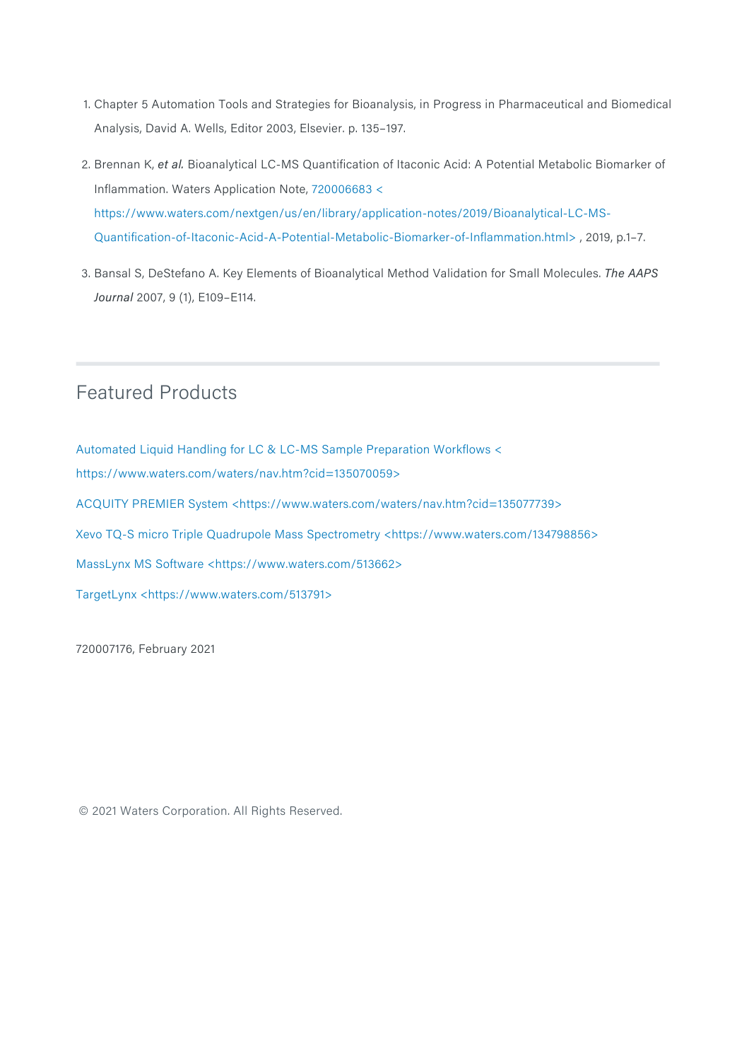1. Chapter 5 Automation Tools and Strategies for Bioanalysis, in Progress in Pharmaceutical and Biomedical Analysis, David A. Wells, Editor 2003, Elsevier. p. 135–197.

2. Brennan K, *et al.* Bioanalytical LC-MS Quantification of Itaconic Acid: A Potential Metabolic Biomarker of Inflammation. Waters Application Note, 720006683 < https://www.waters.com/nextgen/us/en/library/application-notes/2019/Bioanalytical-LC-MS-Quantification-of-Itaconic-Acid-A-Potential-Metabolic-Biomarker-of-Inflammation.html> , 2019, p.1–7.

3. Bansal S, DeStefano A. Key Elements of Bioanalytical Method Validation for Small Molecules. *The AAPS Journal* 2007, 9 (1), E109–E114.

## Featured Products

Automated Liquid Handling for LC & LC-MS Sample Preparation Workflows < https://www.waters.com/waters/nav.htm?cid=135070059>

ACQUITY PREMIER System <https://www.waters.com/waters/nav.htm?cid=135077739>

Xevo TQ-S micro Triple Quadrupole Mass Spectrometry <https://www.waters.com/134798856>

MassLynx MS Software <https://www.waters.com/513662>

TargetLynx <https://www.waters.com/513791>

720007176, February 2021

© 2021 Waters Corporation. All Rights Reserved.